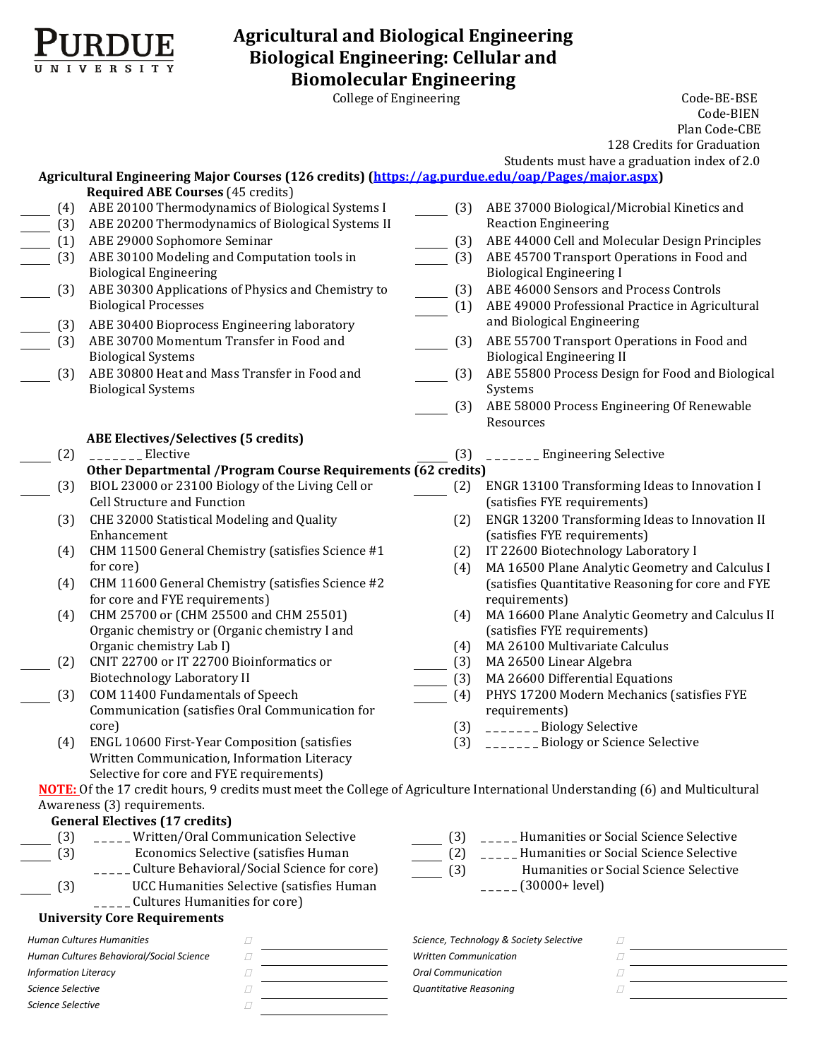PURDUE UNIVERSITY

# Agricultural and Biological Engineering
# Biological Engineering: Cellular and Biomolecular Engineering

College of Engineering

Code-BE-BSE
Code-BIEN
Plan Code-CBE
128 Credits for Graduation
Students must have a graduation index of 2.0

## Agricultural Engineering Major Courses (126 credits) (https://ag.purdue.edu/oap/Pages/major.aspx)

### Required ABE Courses (45 credits)

- ____ (4) ABE 20100 Thermodynamics of Biological Systems I
- ____ (3) ABE 20200 Thermodynamics of Biological Systems II
- ____ (1) ABE 29000 Sophomore Seminar
- ____ (3) ABE 30100 Modeling and Computation tools in Biological Engineering
- ____ (3) ABE 30300 Applications of Physics and Chemistry to Biological Processes
- ____ (3) ABE 30400 Bioprocess Engineering laboratory
- ____ (3) ABE 30700 Momentum Transfer in Food and Biological Systems
- ____ (3) ABE 30800 Heat and Mass Transfer in Food and Biological Systems
- ____ (3) ABE 37000 Biological/Microbial Kinetics and Reaction Engineering
- ____ (3) ABE 44000 Cell and Molecular Design Principles
- ____ (3) ABE 45700 Transport Operations in Food and Biological Engineering I
- ____ (3) ABE 46000 Sensors and Process Controls
- ____ (1) ABE 49000 Professional Practice in Agricultural and Biological Engineering
- ____ (3) ABE 55700 Transport Operations in Food and Biological Engineering II
- ____ (3) ABE 55800 Process Design for Food and Biological Systems
- ____ (3) ABE 58000 Process Engineering Of Renewable Resources

### ABE Electives/Selectives (5 credits)

- ____ (2) _______ Elective
- ____ (3) _______ Engineering Selective

### Other Departmental /Program Course Requirements (62 credits)

- ____ (3) BIOL 23000 or 23100 Biology of the Living Cell or Cell Structure and Function
- (3) CHE 32000 Statistical Modeling and Quality Enhancement
- (4) CHM 11500 General Chemistry (satisfies Science #1 for core)
- (4) CHM 11600 General Chemistry (satisfies Science #2 for core and FYE requirements)
- (4) CHM 25700 or (CHM 25500 and CHM 25501) Organic chemistry or (Organic chemistry I and Organic chemistry Lab I)
- ____ (2) CNIT 22700 or IT 22700 Bioinformatics or Biotechnology Laboratory II
- ____ (3) COM 11400 Fundamentals of Speech Communication (satisfies Oral Communication for core)
- (4) ENGL 10600 First-Year Composition (satisfies Written Communication, Information Literacy Selective for core and FYE requirements)
- ____ (2) ENGR 13100 Transforming Ideas to Innovation I (satisfies FYE requirements)
- (2) ENGR 13200 Transforming Ideas to Innovation II (satisfies FYE requirements)
- (2) IT 22600 Biotechnology Laboratory I
- (4) MA 16500 Plane Analytic Geometry and Calculus I (satisfies Quantitative Reasoning for core and FYE requirements)
- (4) MA 16600 Plane Analytic Geometry and Calculus II (satisfies FYE requirements)
- (4) MA 26100 Multivariate Calculus
- ____ (3) MA 26500 Linear Algebra
- ____ (3) MA 26600 Differential Equations
- ____ (4) PHYS 17200 Modern Mechanics (satisfies FYE requirements)
- (3) _______ Biology Selective
- (3) _______ Biology or Science Selective

**NOTE:** Of the 17 credit hours, 9 credits must meet the College of Agriculture International Understanding (6) and Multicultural Awareness (3) requirements.

### General Electives (17 credits)

- ____ (3) _____ Written/Oral Communication Selective
- ____ (3) _____ Economics Selective (satisfies Human Culture Behavioral/Social Science for core)
- ____ (3) _____ UCC Humanities Selective (satisfies Human Cultures Humanities for core)
- ____ (3) _____ Humanities or Social Science Selective
- ____ (2) _____ Humanities or Social Science Selective
- ____ (3) _____ Humanities or Social Science Selective (30000+ level)

### University Core Requirements

| Requirement | | Requirement | |
|---|---|---|---|
| *Human Cultures Humanities* | ☐ ________ | *Science, Technology & Society Selective* | ☐ ________ |
| *Human Cultures Behavioral/Social Science* | ☐ ________ | *Written Communication* | ☐ ________ |
| *Information Literacy* | ☐ ________ | *Oral Communication* | ☐ ________ |
| *Science Selective* | ☐ ________ | *Quantitative Reasoning* | ☐ ________ |
| *Science Selective* | ☐ ________ | | |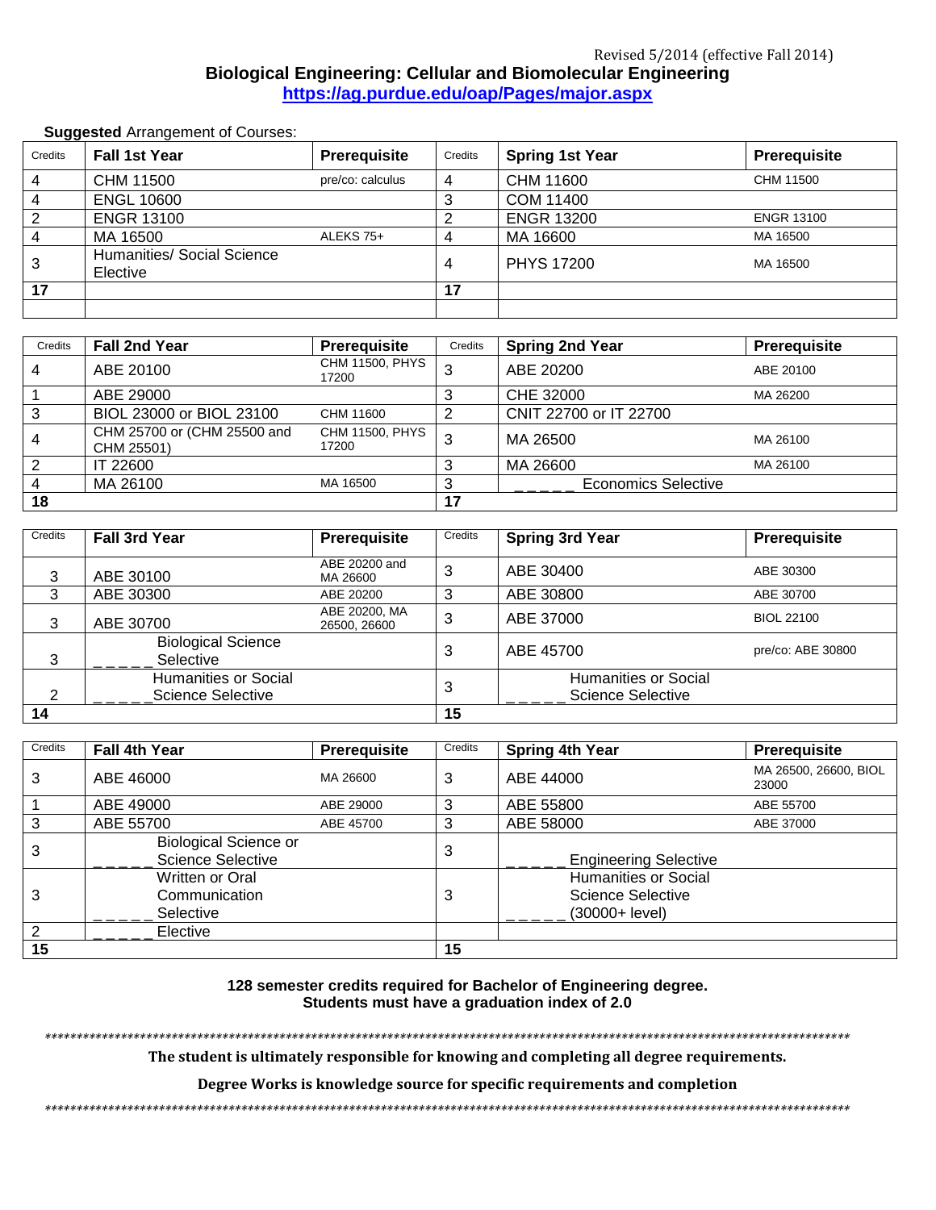Revised 5/2014 (effective Fall 2014)

## Biological Engineering: Cellular and Biomolecular Engineering

**https://ag.purdue.edu/oap/Pages/major.aspx**

**Suggested** Arrangement of Courses:

| Credits | Fall 1st Year | Prerequisite | Credits | Spring 1st Year | Prerequisite |
|---|---|---|---|---|---|
| 4 | CHM 11500 | pre/co: calculus | 4 | CHM 11600 | CHM 11500 |
| 4 | ENGL 10600 | | 3 | COM 11400 | |
| 2 | ENGR 13100 | | 2 | ENGR 13200 | ENGR 13100 |
| 4 | MA 16500 | ALEKS 75+ | 4 | MA 16600 | MA 16500 |
| 3 | Humanities/ Social Science Elective | | 4 | PHYS 17200 | MA 16500 |
| **17** | | | **17** | | |

| Credits | Fall 2nd Year | Prerequisite | Credits | Spring 2nd Year | Prerequisite |
|---|---|---|---|---|---|
| 4 | ABE 20100 | CHM 11500, PHYS 17200 | 3 | ABE 20200 | ABE 20100 |
| 1 | ABE 29000 | | 3 | CHE 32000 | MA 26200 |
| 3 | BIOL 23000 or BIOL 23100 | CHM 11600 | 2 | CNIT 22700 or IT 22700 | |
| 4 | CHM 25700 or (CHM 25500 and CHM 25501) | CHM 11500, PHYS 17200 | 3 | MA 26500 | MA 26100 |
| 2 | IT 22600 | | 3 | MA 26600 | MA 26100 |
| 4 | MA 26100 | MA 16500 | 3 | _____ Economics Selective | |
| **18** | | | **17** | | |

| Credits | Fall 3rd Year | Prerequisite | Credits | Spring 3rd Year | Prerequisite |
|---|---|---|---|---|---|
| 3 | ABE 30100 | ABE 20200 and MA 26600 | 3 | ABE 30400 | ABE 30300 |
| 3 | ABE 30300 | ABE 20200 | 3 | ABE 30800 | ABE 30700 |
| 3 | ABE 30700 | ABE 20200, MA 26500, 26600 | 3 | ABE 37000 | BIOL 22100 |
| 3 | _____ Biological Science Selective | | 3 | ABE 45700 | pre/co: ABE 30800 |
| 2 | _____ Humanities or Social Science Selective | | 3 | _____ Humanities or Social Science Selective | |
| **14** | | | **15** | | |

| Credits | Fall 4th Year | Prerequisite | Credits | Spring 4th Year | Prerequisite |
|---|---|---|---|---|---|
| 3 | ABE 46000 | MA 26600 | 3 | ABE 44000 | MA 26500, 26600, BIOL 23000 |
| 1 | ABE 49000 | ABE 29000 | 3 | ABE 55800 | ABE 55700 |
| 3 | ABE 55700 | ABE 45700 | 3 | ABE 58000 | ABE 37000 |
| 3 | _____ Biological Science or Science Selective | | 3 | _____ Engineering Selective | |
| 3 | _____ Written or Oral Communication Selective | | 3 | _____ Humanities or Social Science Selective (30000+ level) | |
| 2 | _____ Elective | | | | |
| **15** | | | **15** | | |

**128 semester credits required for Bachelor of Engineering degree.**
**Students must have a graduation index of 2.0**

*************************************************************************************************************

**The student is ultimately responsible for knowing and completing all degree requirements.**

**Degree Works is knowledge source for specific requirements and completion**

*************************************************************************************************************